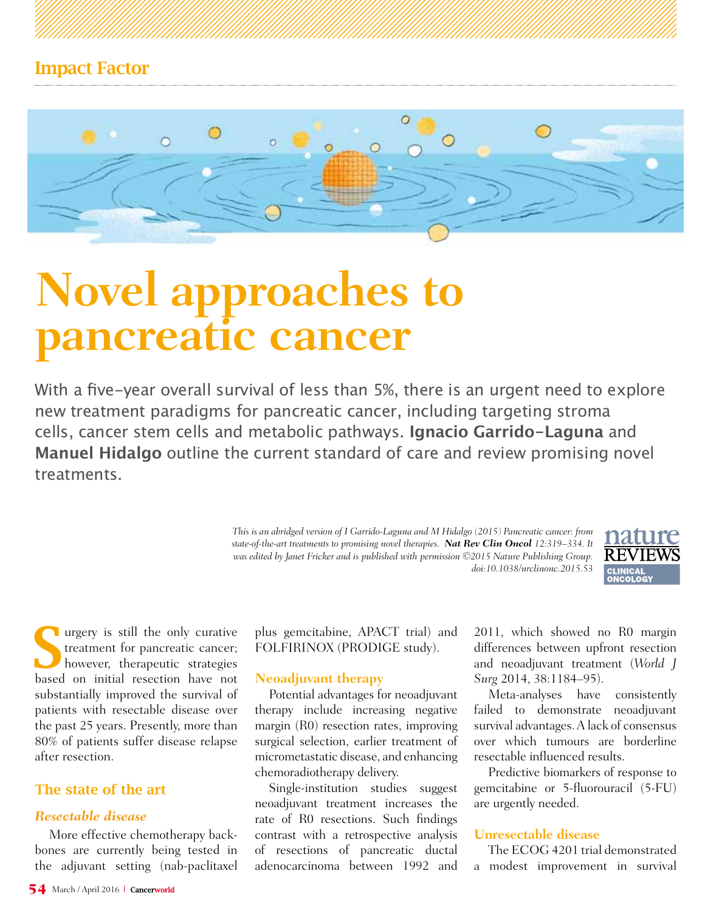Impact Factor

# Novel approaches to pancreatic cancer

With a five-year overall survival of less than 5%, there is an urgent need to explore new treatment paradigms for pancreatic cancer, including targeting stroma cells, cancer stem cells and metabolic pathways. **Ignacio Garrido-Laguna** and **Manuel Hidalgo** outline the current standard of care and review promising novel treatments.

*This is an abridged version of I Garrido-Laguna and M Hidalgo (2015) Pancreatic cancer: from state-of-the-art treatments to promising novel therapies.* ***Nat Rev Clin Oncol*** *12:319–334. It was edited by Janet Fricker and is published with permission ©2015 Nature Publishing Group. doi:10.1038/nrclinonc.2015.53*

Surgery is still the only curative treatment for pancreatic cancer; however, therapeutic strategies based on initial resection have not substantially improved the survival of patients with resectable disease over the past 25 years. Presently, more than 80% of patients suffer disease relapse after resection.

## The state of the art

### *Resectable disease*

More effective chemotherapy backbones are currently being tested in the adjuvant setting (nab-paclitaxel plus gemcitabine, APACT trial) and FOLFIRINOX (PRODIGE study).

### Neoadjuvant therapy

Potential advantages for neoadjuvant therapy include increasing negative margin (R0) resection rates, improving surgical selection, earlier treatment of micrometastatic disease, and enhancing chemoradiotherapy delivery.

Single-institution studies suggest neoadjuvant treatment increases the rate of R0 resections. Such findings contrast with a retrospective analysis of resections of pancreatic ductal adenocarcinoma between 1992 and 2011, which showed no R0 margin differences between upfront resection and neoadjuvant treatment (*World J Surg* 2014, 38:1184–95).

Meta-analyses have consistently failed to demonstrate neoadjuvant survival advantages. A lack of consensus over which tumours are borderline resectable influenced results.

Predictive biomarkers of response to gemcitabine or 5-fluorouracil (5-FU) are urgently needed.

### Unresectable disease

The ECOG 4201 trial demonstrated a modest improvement in survival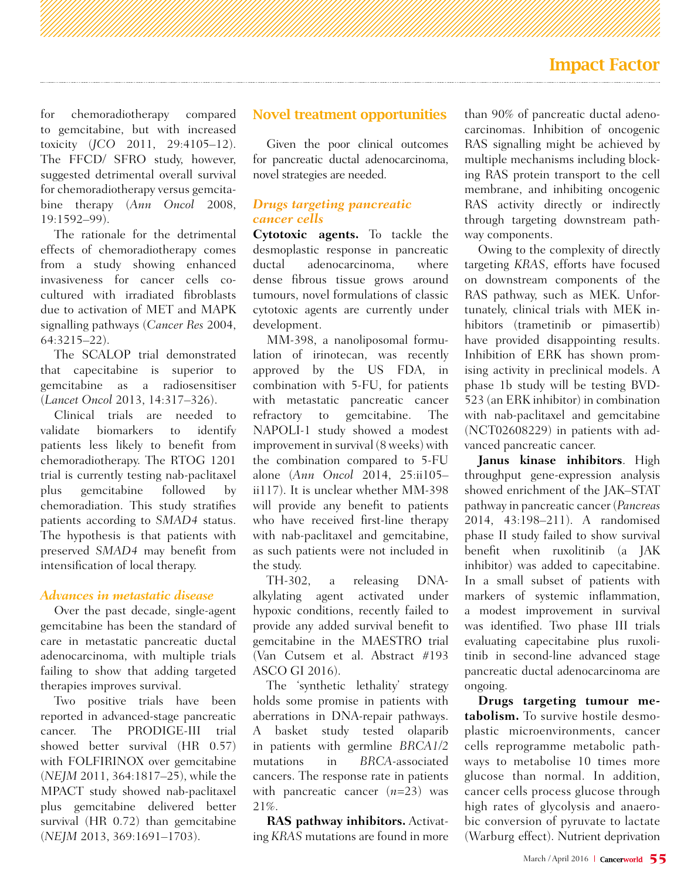for chemoradiotherapy compared to gemcitabine, but with increased toxicity (*JCO* 2011, 29:4105–12). The FFCD/ SFRO study, however, suggested detrimental overall survival for chemoradiotherapy versus gemcitabine therapy (*Ann Oncol* 2008, 19:1592–99).

The rationale for the detrimental effects of chemoradiotherapy comes from a study showing enhanced invasiveness for cancer cells co-cultured with irradiated fibroblasts due to activation of MET and MAPK signalling pathways (*Cancer Res* 2004, 64:3215–22).

The SCALOP trial demonstrated that capecitabine is superior to gemcitabine as a radiosensitiser (*Lancet Oncol* 2013, 14:317–326).

Clinical trials are needed to validate biomarkers to identify patients less likely to benefit from chemoradiotherapy. The RTOG 1201 trial is currently testing nab-paclitaxel plus gemcitabine followed by chemoradiation. This study stratifies patients according to *SMAD4* status. The hypothesis is that patients with preserved *SMAD4* may benefit from intensification of local therapy.

### *Advances in metastatic disease*

Over the past decade, single-agent gemcitabine has been the standard of care in metastatic pancreatic ductal adenocarcinoma, with multiple trials failing to show that adding targeted therapies improves survival.

Two positive trials have been reported in advanced-stage pancreatic cancer. The PRODIGE-III trial showed better survival (HR 0.57) with FOLFIRINOX over gemcitabine (*NEJM* 2011, 364:1817–25), while the MPACT study showed nab-paclitaxel plus gemcitabine delivered better survival (HR 0.72) than gemcitabine (*NEJM* 2013, 369:1691–1703).

## Novel treatment opportunities

Given the poor clinical outcomes for pancreatic ductal adenocarcinoma, novel strategies are needed.

### *Drugs targeting pancreatic cancer cells*

**Cytotoxic agents.** To tackle the desmoplastic response in pancreatic ductal adenocarcinoma, where dense fibrous tissue grows around tumours, novel formulations of classic cytotoxic agents are currently under development.

MM-398, a nanoliposomal formulation of irinotecan, was recently approved by the US FDA, in combination with 5-FU, for patients with metastatic pancreatic cancer refractory to gemcitabine. The NAPOLI-1 study showed a modest improvement in survival (8 weeks) with the combination compared to 5-FU alone (*Ann Oncol* 2014, 25:ii105–ii117). It is unclear whether MM-398 will provide any benefit to patients who have received first-line therapy with nab-paclitaxel and gemcitabine, as such patients were not included in the study.

TH-302, a releasing DNA-alkylating agent activated under hypoxic conditions, recently failed to provide any added survival benefit to gemcitabine in the MAESTRO trial (Van Cutsem et al. Abstract #193 ASCO GI 2016).

The 'synthetic lethality' strategy holds some promise in patients with aberrations in DNA-repair pathways. A basket study tested olaparib in patients with germline *BRCA1/2* mutations in *BRCA*-associated cancers. The response rate in patients with pancreatic cancer ($n$=23) was 21%.

**RAS pathway inhibitors.** Activating *KRAS* mutations are found in more than 90% of pancreatic ductal adenocarcinomas. Inhibition of oncogenic RAS signalling might be achieved by multiple mechanisms including blocking RAS protein transport to the cell membrane, and inhibiting oncogenic RAS activity directly or indirectly through targeting downstream pathway components.

Owing to the complexity of directly targeting *KRAS*, efforts have focused on downstream components of the RAS pathway, such as MEK. Unfortunately, clinical trials with MEK inhibitors (trametinib or pimasertib) have provided disappointing results. Inhibition of ERK has shown promising activity in preclinical models. A phase 1b study will be testing BVD-523 (an ERK inhibitor) in combination with nab-paclitaxel and gemcitabine (NCT02608229) in patients with advanced pancreatic cancer.

**Janus kinase inhibitors**. High throughput gene-expression analysis showed enrichment of the JAK–STAT pathway in pancreatic cancer (*Pancreas* 2014, 43:198–211). A randomised phase II study failed to show survival benefit when ruxolitinib (a JAK inhibitor) was added to capecitabine. In a small subset of patients with markers of systemic inflammation, a modest improvement in survival was identified. Two phase III trials evaluating capecitabine plus ruxolitinib in second-line advanced stage pancreatic ductal adenocarcinoma are ongoing.

**Drugs targeting tumour metabolism.** To survive hostile desmoplastic microenvironments, cancer cells reprogramme metabolic pathways to metabolise 10 times more glucose than normal. In addition, cancer cells process glucose through high rates of glycolysis and anaerobic conversion of pyruvate to lactate (Warburg effect). Nutrient deprivation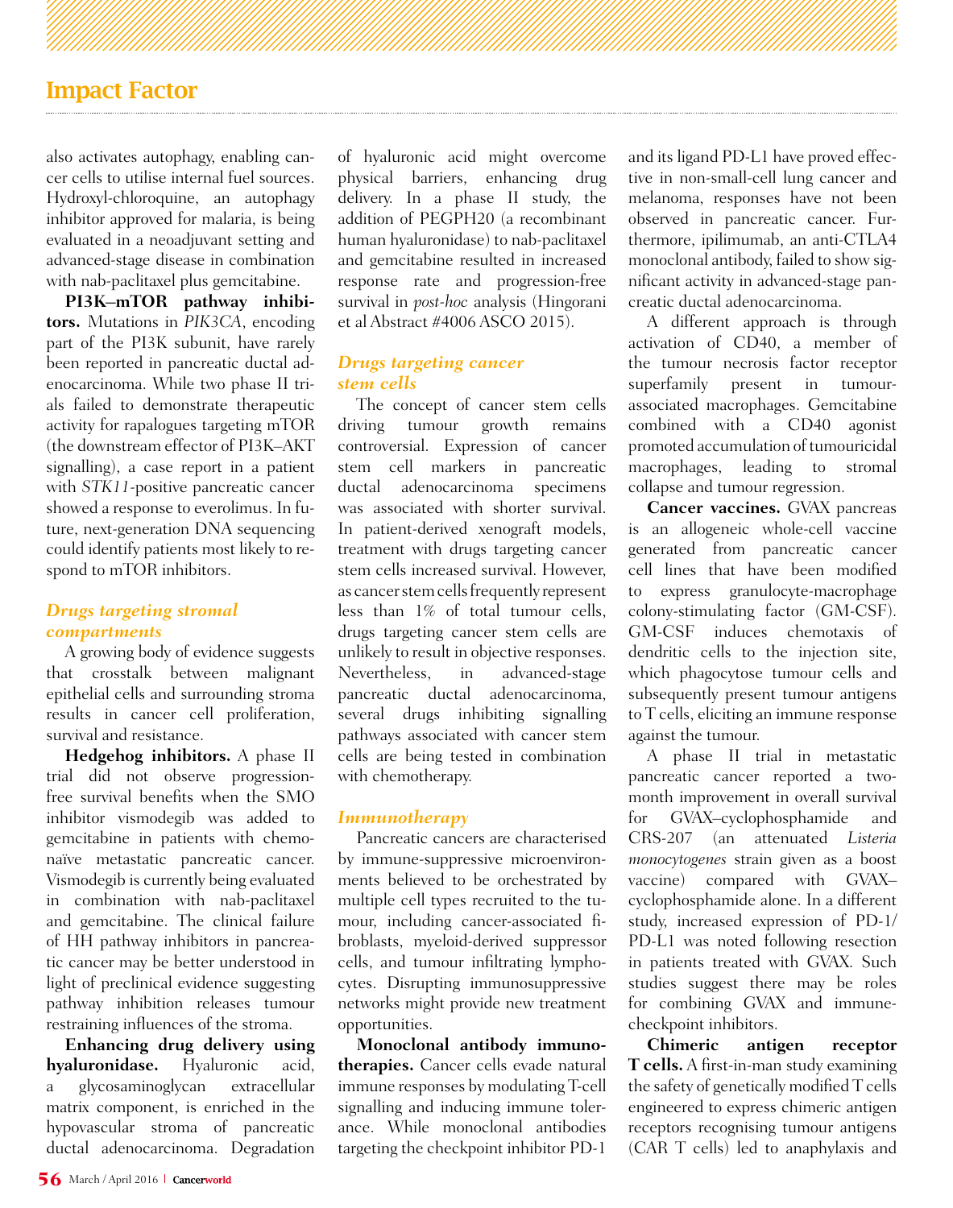also activates autophagy, enabling cancer cells to utilise internal fuel sources. Hydroxyl-chloroquine, an autophagy inhibitor approved for malaria, is being evaluated in a neoadjuvant setting and advanced-stage disease in combination with nab-paclitaxel plus gemcitabine.

**PI3K–mTOR pathway inhibitors.** Mutations in *PIK3CA*, encoding part of the PI3K subunit, have rarely been reported in pancreatic ductal adenocarcinoma. While two phase II trials failed to demonstrate therapeutic activity for rapalogues targeting mTOR (the downstream effector of PI3K–AKT signalling), a case report in a patient with *STK11*-positive pancreatic cancer showed a response to everolimus. In future, next-generation DNA sequencing could identify patients most likely to respond to mTOR inhibitors.

### *Drugs targeting stromal compartments*

A growing body of evidence suggests that crosstalk between malignant epithelial cells and surrounding stroma results in cancer cell proliferation, survival and resistance.

**Hedgehog inhibitors.** A phase II trial did not observe progression-free survival benefits when the SMO inhibitor vismodegib was added to gemcitabine in patients with chemo-naïve metastatic pancreatic cancer. Vismodegib is currently being evaluated in combination with nab-paclitaxel and gemcitabine. The clinical failure of HH pathway inhibitors in pancreatic cancer may be better understood in light of preclinical evidence suggesting pathway inhibition releases tumour restraining influences of the stroma.

**Enhancing drug delivery using hyaluronidase.** Hyaluronic acid, a glycosaminoglycan extracellular matrix component, is enriched in the hypovascular stroma of pancreatic ductal adenocarcinoma. Degradation of hyaluronic acid might overcome physical barriers, enhancing drug delivery. In a phase II study, the addition of PEGPH20 (a recombinant human hyaluronidase) to nab-paclitaxel and gemcitabine resulted in increased response rate and progression-free survival in *post-hoc* analysis (Hingorani et al Abstract #4006 ASCO 2015).

### *Drugs targeting cancer stem cells*

The concept of cancer stem cells driving tumour growth remains controversial. Expression of cancer stem cell markers in pancreatic ductal adenocarcinoma specimens was associated with shorter survival. In patient-derived xenograft models, treatment with drugs targeting cancer stem cells increased survival. However, as cancer stem cells frequently represent less than 1% of total tumour cells, drugs targeting cancer stem cells are unlikely to result in objective responses. Nevertheless, in advanced-stage pancreatic ductal adenocarcinoma, several drugs inhibiting signalling pathways associated with cancer stem cells are being tested in combination with chemotherapy.

### *Immunotherapy*

Pancreatic cancers are characterised by immune-suppressive microenvironments believed to be orchestrated by multiple cell types recruited to the tumour, including cancer-associated fibroblasts, myeloid-derived suppressor cells, and tumour infiltrating lymphocytes. Disrupting immunosuppressive networks might provide new treatment opportunities.

**Monoclonal antibody immunotherapies.** Cancer cells evade natural immune responses by modulating T-cell signalling and inducing immune tolerance. While monoclonal antibodies targeting the checkpoint inhibitor PD-1 and its ligand PD-L1 have proved effective in non-small-cell lung cancer and melanoma, responses have not been observed in pancreatic cancer. Furthermore, ipilimumab, an anti-CTLA4 monoclonal antibody, failed to show significant activity in advanced-stage pancreatic ductal adenocarcinoma.

A different approach is through activation of CD40, a member of the tumour necrosis factor receptor superfamily present in tumour-associated macrophages. Gemcitabine combined with a CD40 agonist promoted accumulation of tumouricidal macrophages, leading to stromal collapse and tumour regression.

**Cancer vaccines.** GVAX pancreas is an allogeneic whole-cell vaccine generated from pancreatic cancer cell lines that have been modified to express granulocyte-macrophage colony-stimulating factor (GM-CSF). GM-CSF induces chemotaxis of dendritic cells to the injection site, which phagocytose tumour cells and subsequently present tumour antigens to T cells, eliciting an immune response against the tumour.

A phase II trial in metastatic pancreatic cancer reported a two-month improvement in overall survival for GVAX–cyclophosphamide and CRS-207 (an attenuated *Listeria monocytogenes* strain given as a boost vaccine) compared with GVAX–cyclophosphamide alone. In a different study, increased expression of PD-1/PD-L1 was noted following resection in patients treated with GVAX. Such studies suggest there may be roles for combining GVAX and immune-checkpoint inhibitors.

**Chimeric antigen receptor T cells.** A first-in-man study examining the safety of genetically modified T cells engineered to express chimeric antigen receptors recognising tumour antigens (CAR T cells) led to anaphylaxis and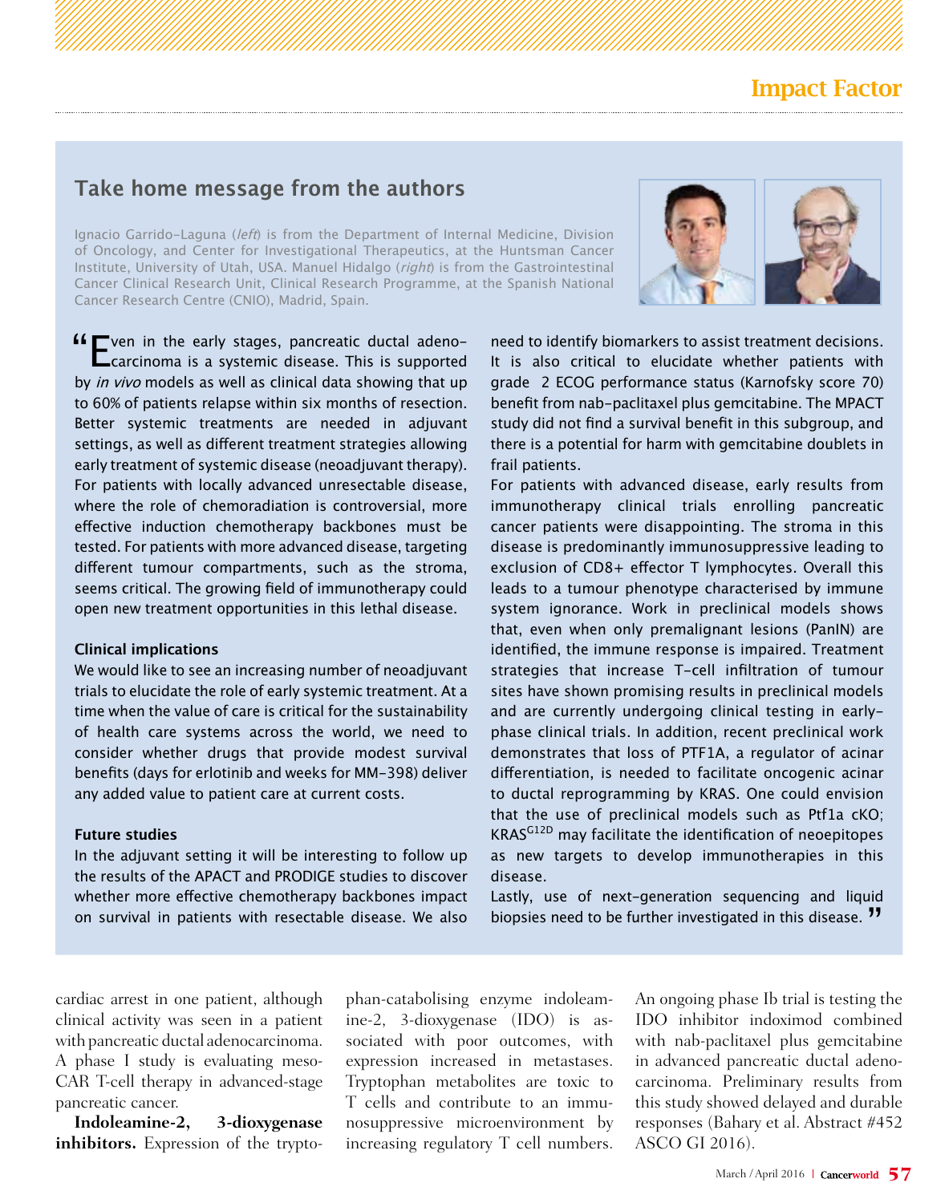## Take home message from the authors

Ignacio Garrido-Laguna (*left*) is from the Department of Internal Medicine, Division of Oncology, and Center for Investigational Therapeutics, at the Huntsman Cancer Institute, University of Utah, USA. Manuel Hidalgo (*right*) is from the Gastrointestinal Cancer Clinical Research Unit, Clinical Research Programme, at the Spanish National Cancer Research Centre (CNIO), Madrid, Spain.

"Even in the early stages, pancreatic ductal adenocarcinoma is a systemic disease. This is supported by *in vivo* models as well as clinical data showing that up to 60% of patients relapse within six months of resection. Better systemic treatments are needed in adjuvant settings, as well as different treatment strategies allowing early treatment of systemic disease (neoadjuvant therapy). For patients with locally advanced unresectable disease, where the role of chemoradiation is controversial, more effective induction chemotherapy backbones must be tested. For patients with more advanced disease, targeting different tumour compartments, such as the stroma, seems critical. The growing field of immunotherapy could open new treatment opportunities in this lethal disease.

**Clinical implications**

We would like to see an increasing number of neoadjuvant trials to elucidate the role of early systemic treatment. At a time when the value of care is critical for the sustainability of health care systems across the world, we need to consider whether drugs that provide modest survival benefits (days for erlotinib and weeks for MM-398) deliver any added value to patient care at current costs.

**Future studies**

In the adjuvant setting it will be interesting to follow up the results of the APACT and PRODIGE studies to discover whether more effective chemotherapy backbones impact on survival in patients with resectable disease. We also need to identify biomarkers to assist treatment decisions. It is also critical to elucidate whether patients with grade 2 ECOG performance status (Karnofsky score 70) benefit from nab-paclitaxel plus gemcitabine. The MPACT study did not find a survival benefit in this subgroup, and there is a potential for harm with gemcitabine doublets in frail patients.

For patients with advanced disease, early results from immunotherapy clinical trials enrolling pancreatic cancer patients were disappointing. The stroma in this disease is predominantly immunosuppressive leading to exclusion of CD8+ effector T lymphocytes. Overall this leads to a tumour phenotype characterised by immune system ignorance. Work in preclinical models shows that, even when only premalignant lesions (PanIN) are identified, the immune response is impaired. Treatment strategies that increase T-cell infiltration of tumour sites have shown promising results in preclinical models and are currently undergoing clinical testing in early-phase clinical trials. In addition, recent preclinical work demonstrates that loss of PTF1A, a regulator of acinar differentiation, is needed to facilitate oncogenic acinar to ductal reprogramming by KRAS. One could envision that the use of preclinical models such as Ptf1a cKO; $KRAS^{G12D}$ may facilitate the identification of neoepitopes as new targets to develop immunotherapies in this disease.

Lastly, use of next-generation sequencing and liquid biopsies need to be further investigated in this disease."

cardiac arrest in one patient, although clinical activity was seen in a patient with pancreatic ductal adenocarcinoma. A phase I study is evaluating meso-CAR T-cell therapy in advanced-stage pancreatic cancer.

**Indoleamine-2, 3-dioxygenase inhibitors.** Expression of the tryptophan-catabolising enzyme indoleamine-2, 3-dioxygenase (IDO) is associated with poor outcomes, with expression increased in metastases. Tryptophan metabolites are toxic to T cells and contribute to an immunosuppressive microenvironment by increasing regulatory T cell numbers. An ongoing phase Ib trial is testing the IDO inhibitor indoximod combined with nab-paclitaxel plus gemcitabine in advanced pancreatic ductal adenocarcinoma. Preliminary results from this study showed delayed and durable responses (Bahary et al. Abstract #452 ASCO GI 2016).